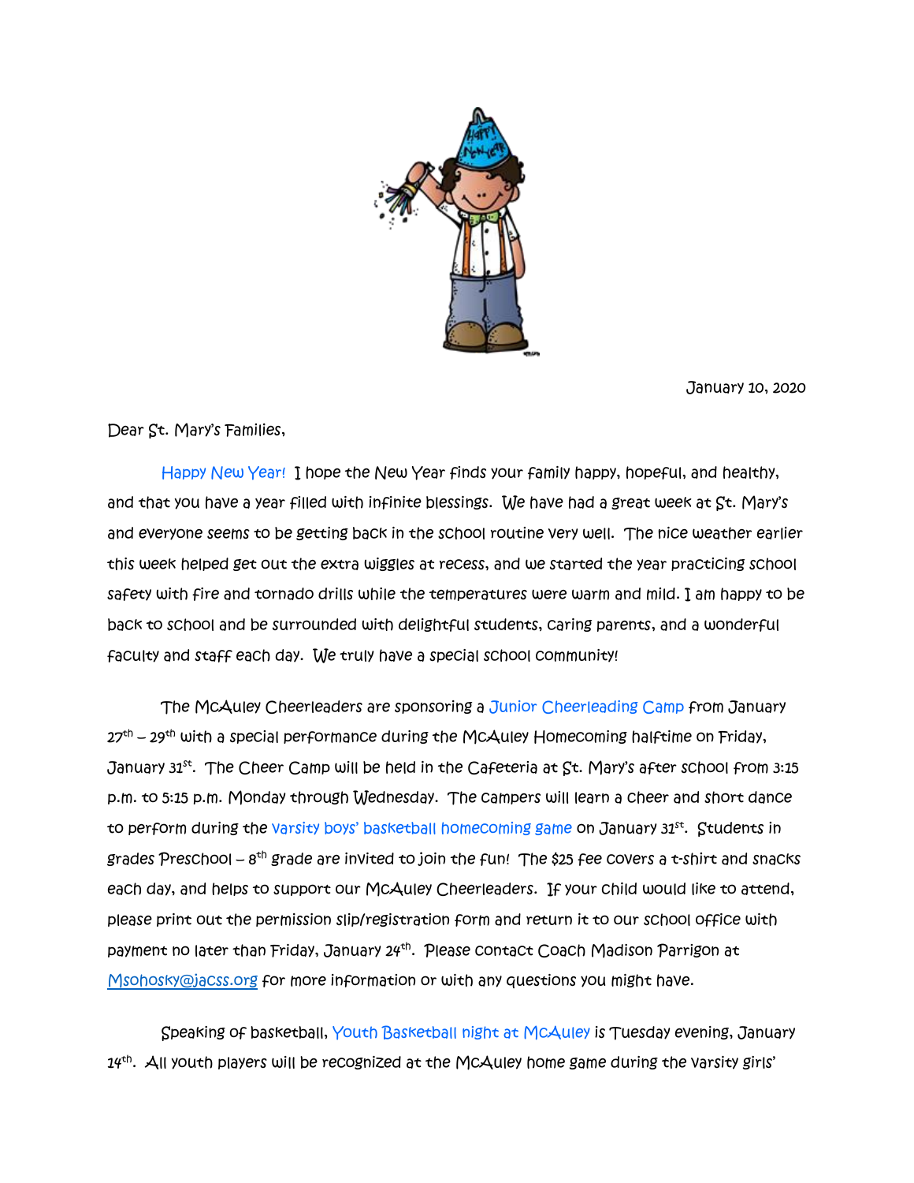January 10, 2020

Dear St. Mary's Families,

Happy New Year! I hope the New Year finds your family happy, hopeful, and healthy, and that you have a year filled with infinite blessings. We have had a great week at St. Mary's and everyone seems to be getting back in the school routine very well. The nice weather earlier this week helped get out the extra wiggles at recess, and we started the year practicing school safety with fire and tornado drills while the temperatures were warm and mild. I am happy to be back to school and be surrounded with delightful students, caring parents, and a wonderful faculty and staff each day. We truly have a special school community!

The McAuley Cheerleaders are sponsoring a Junior Cheerleading Camp from January 27th – 29th with a special performance during the McAuley Homecoming halftime on Friday, January 31st. The Cheer Camp will be held in the Cafeteria at St. Mary's after school from 3:15 p.m. to 5:15 p.m. Monday through Wednesday. The campers will learn a cheer and short dance to perform during the varsity boys' basketball homecoming game on January 31st. Students in grades Preschool – 8th grade are invited to join the fun! The $25 fee covers a t-shirt and snacks each day, and helps to support our McAuley Cheerleaders. If your child would like to attend, please print out the permission slip/registration form and return it to our school office with payment no later than Friday, January 24th. Please contact Coach Madison Parrigon at Msohosky@jacss.org for more information or with any questions you might have.

Speaking of basketball, Youth Basketball night at McAuley is Tuesday evening, January 14th. All youth players will be recognized at the McAuley home game during the varsity girls'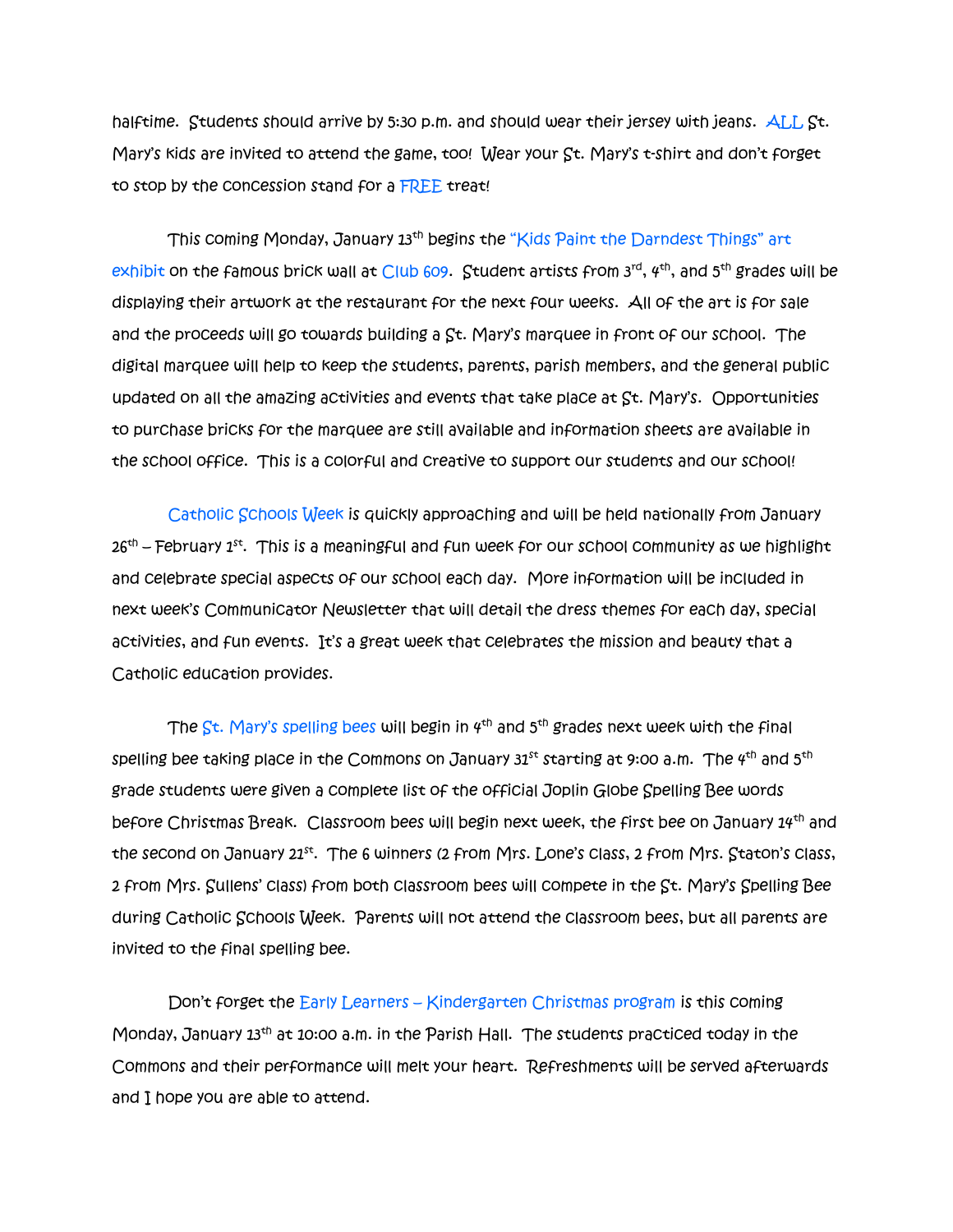halftime. Students should arrive by 5:30 p.m. and should wear their jersey with jeans. ALL St. Mary's kids are invited to attend the game, too! Wear your St. Mary's t-shirt and don't forget to stop by the concession stand for a FREE treat!

This coming Monday, January 13th begins the "Kids Paint the Darndest Things" art exhibit on the famous brick wall at Club 609. Student artists from 3rd, 4th, and 5th grades will be displaying their artwork at the restaurant for the next four weeks. All of the art is for sale and the proceeds will go towards building a St. Mary's marquee in front of our school. The digital marquee will help to keep the students, parents, parish members, and the general public updated on all the amazing activities and events that take place at St. Mary's. Opportunities to purchase bricks for the marquee are still available and information sheets are available in the school office. This is a colorful and creative to support our students and our school!

Catholic Schools Week is quickly approaching and will be held nationally from January 26th – February 1st. This is a meaningful and fun week for our school community as we highlight and celebrate special aspects of our school each day. More information will be included in next week's Communicator Newsletter that will detail the dress themes for each day, special activities, and fun events. It's a great week that celebrates the mission and beauty that a Catholic education provides.

The St. Mary's spelling bees will begin in 4th and 5th grades next week with the final spelling bee taking place in the Commons on January 31st starting at 9:00 a.m. The 4th and 5th grade students were given a complete list of the official Joplin Globe Spelling Bee words before Christmas Break. Classroom bees will begin next week, the first bee on January 14th and the second on January 21st. The 6 winners (2 from Mrs. Lone's class, 2 from Mrs. Staton's class, 2 from Mrs. Sullens' class) from both classroom bees will compete in the St. Mary's Spelling Bee during Catholic Schools Week. Parents will not attend the classroom bees, but all parents are invited to the final spelling bee.

Don't forget the Early Learners – Kindergarten Christmas program is this coming Monday, January 13th at 10:00 a.m. in the Parish Hall. The students practiced today in the Commons and their performance will melt your heart. Refreshments will be served afterwards and I hope you are able to attend.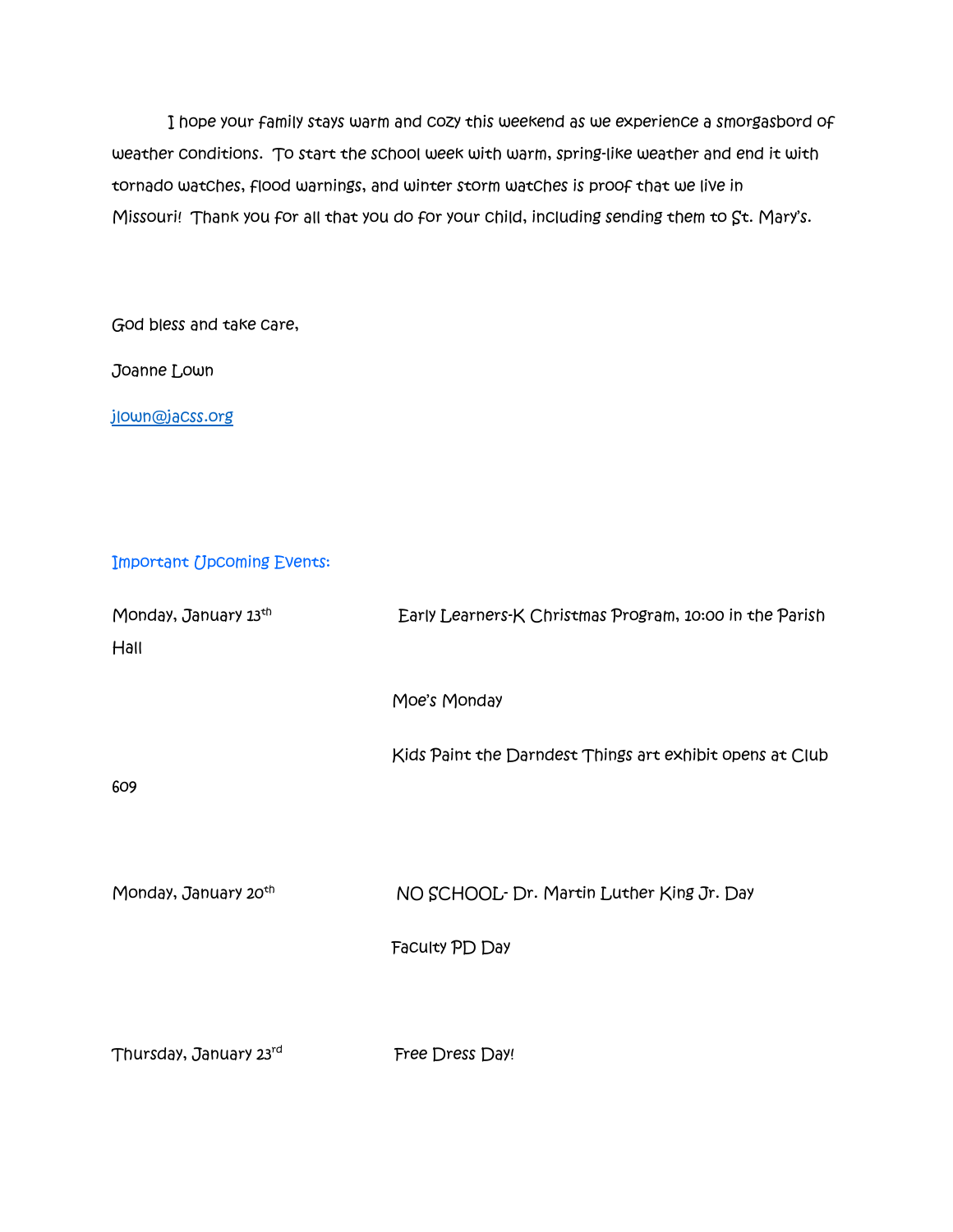I hope your family stays warm and cozy this weekend as we experience a smorgasbord of weather conditions. To start the school week with warm, spring-like weather and end it with tornado watches, flood warnings, and winter storm watches is proof that we live in Missouri! Thank you for all that you do for your child, including sending them to St. Mary's.

God bless and take care,

Joanne Lown

jlown@jacss.org

## Important Upcoming Events:

| | |
|---|---|
| Monday, January 13th | Early Learners-K Christmas Program, 10:00 in the Parish Hall |
| | Moe's Monday |
| | Kids Paint the Darndest Things art exhibit opens at Club 609 |
| Monday, January 20th | NO SCHOOL- Dr. Martin Luther King Jr. Day |
| | Faculty PD Day |
| Thursday, January 23rd | Free Dress Day! |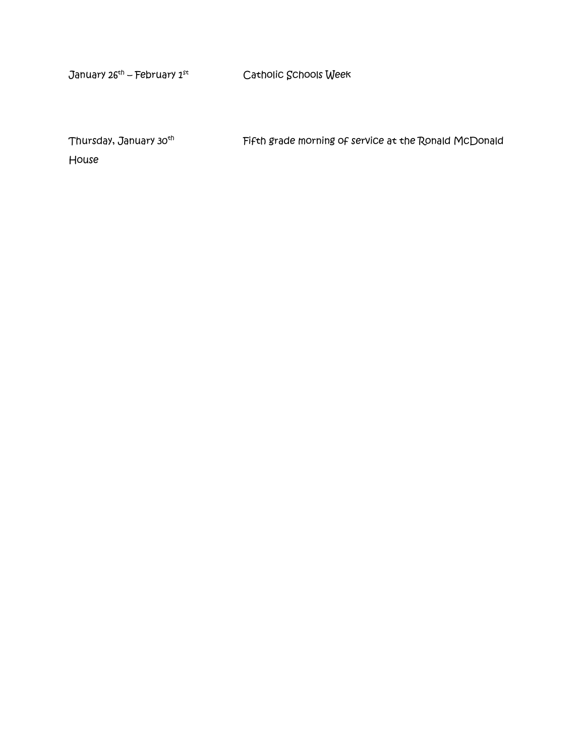January 26th – February 1st Catholic Schools Week

Thursday, January 30th Fifth grade morning of service at the Ronald McDonald House